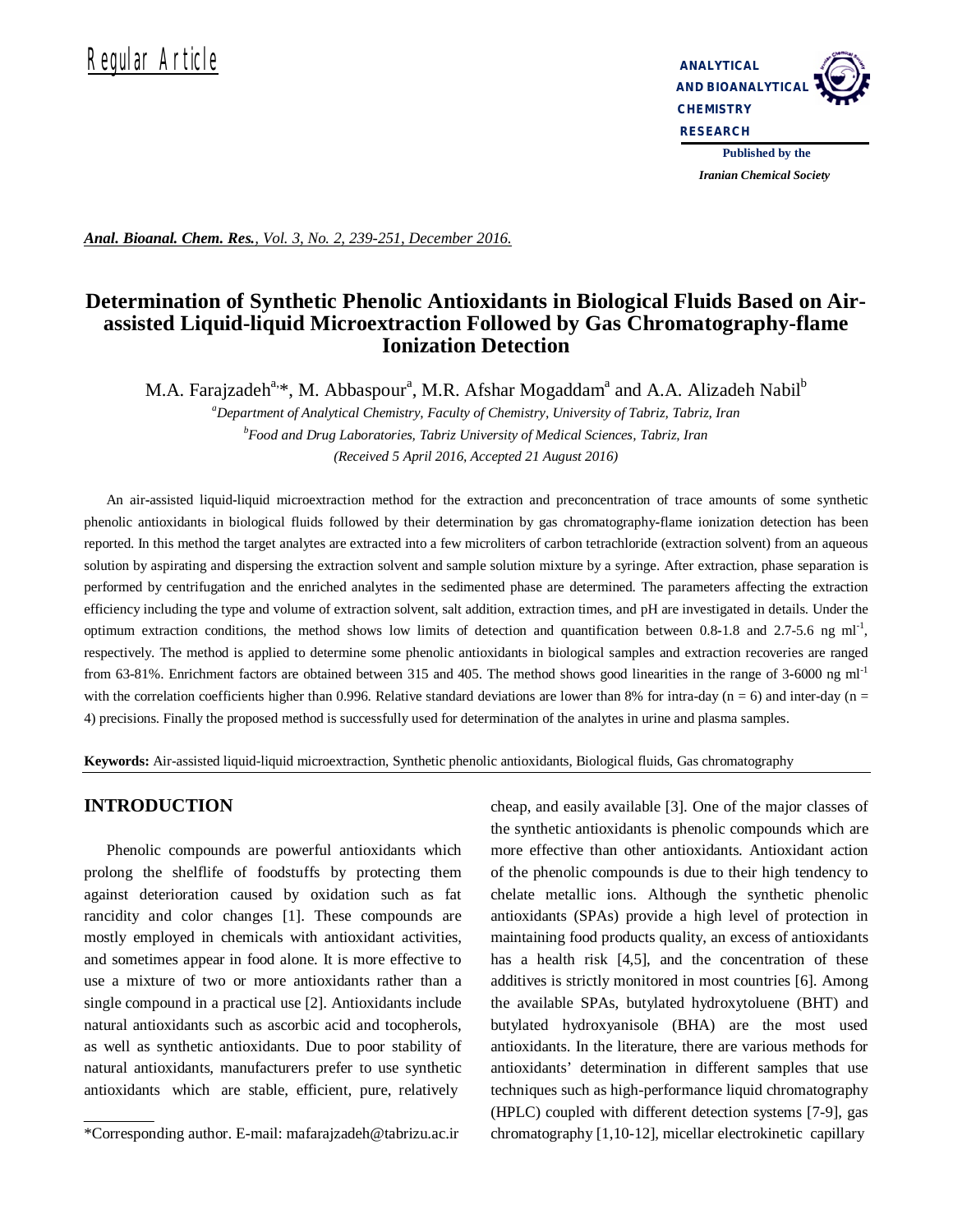Regular Article

# Determination of Synthetic Phenolic Antioxidants in Biological Fluids Based on Air-assisted Liquid-liquid Microextraction Followed by Gas Chromatography-flame Ionization Detection

M.A. Farajzadeh[a,]*, M. Abbaspour[a], M.R. Afshar Mogaddam[a] and A.A. Alizadeh Nabil[b]

[a]*Department of Analytical Chemistry, Faculty of Chemistry, University of Tabriz, Tabriz, Iran*

[b]*Food and Drug Laboratories, Tabriz University of Medical Sciences, Tabriz, Iran*

*(Received 5 April 2016, Accepted 21 August 2016)*

An air-assisted liquid-liquid microextraction method for the extraction and preconcentration of trace amounts of some synthetic phenolic antioxidants in biological fluids followed by their determination by gas chromatography-flame ionization detection has been reported. In this method the target analytes are extracted into a few microliters of carbon tetrachloride (extraction solvent) from an aqueous solution by aspirating and dispersing the extraction solvent and sample solution mixture by a syringe. After extraction, phase separation is performed by centrifugation and the enriched analytes in the sedimented phase are determined. The parameters affecting the extraction efficiency including the type and volume of extraction solvent, salt addition, extraction times, and pH are investigated in details. Under the optimum extraction conditions, the method shows low limits of detection and quantification between 0.8-1.8 and 2.7-5.6 ng $ml^{-1}$, respectively. The method is applied to determine some phenolic antioxidants in biological samples and extraction recoveries are ranged from 63-81%. Enrichment factors are obtained between 315 and 405. The method shows good linearities in the range of 3-6000 ng $ml^{-1}$ with the correlation coefficients higher than 0.996. Relative standard deviations are lower than 8% for intra-day ($n = 6$) and inter-day ($n = 4$) precisions. Finally the proposed method is successfully used for determination of the analytes in urine and plasma samples.

**Keywords:** Air-assisted liquid-liquid microextraction, Synthetic phenolic antioxidants, Biological fluids, Gas chromatography

## INTRODUCTION

Phenolic compounds are powerful antioxidants which prolong the shelflife of foodstuffs by protecting them against deterioration caused by oxidation such as fat rancidity and color changes [1]. These compounds are mostly employed in chemicals with antioxidant activities, and sometimes appear in food alone. It is more effective to use a mixture of two or more antioxidants rather than a single compound in a practical use [2]. Antioxidants include natural antioxidants such as ascorbic acid and tocopherols, as well as synthetic antioxidants. Due to poor stability of natural antioxidants, manufacturers prefer to use synthetic antioxidants which are stable, efficient, pure, relatively cheap, and easily available [3]. One of the major classes of the synthetic antioxidants is phenolic compounds which are more effective than other antioxidants. Antioxidant action of the phenolic compounds is due to their high tendency to chelate metallic ions. Although the synthetic phenolic antioxidants (SPAs) provide a high level of protection in maintaining food products quality, an excess of antioxidants has a health risk [4,5], and the concentration of these additives is strictly monitored in most countries [6]. Among the available SPAs, butylated hydroxytoluene (BHT) and butylated hydroxyanisole (BHA) are the most used antioxidants. In the literature, there are various methods for antioxidants' determination in different samples that use techniques such as high-performance liquid chromatography (HPLC) coupled with different detection systems [7-9], gas chromatography [1,10-12], micellar electrokinetic capillary

*Corresponding author. E-mail: mafarajzadeh@tabrizu.ac.ir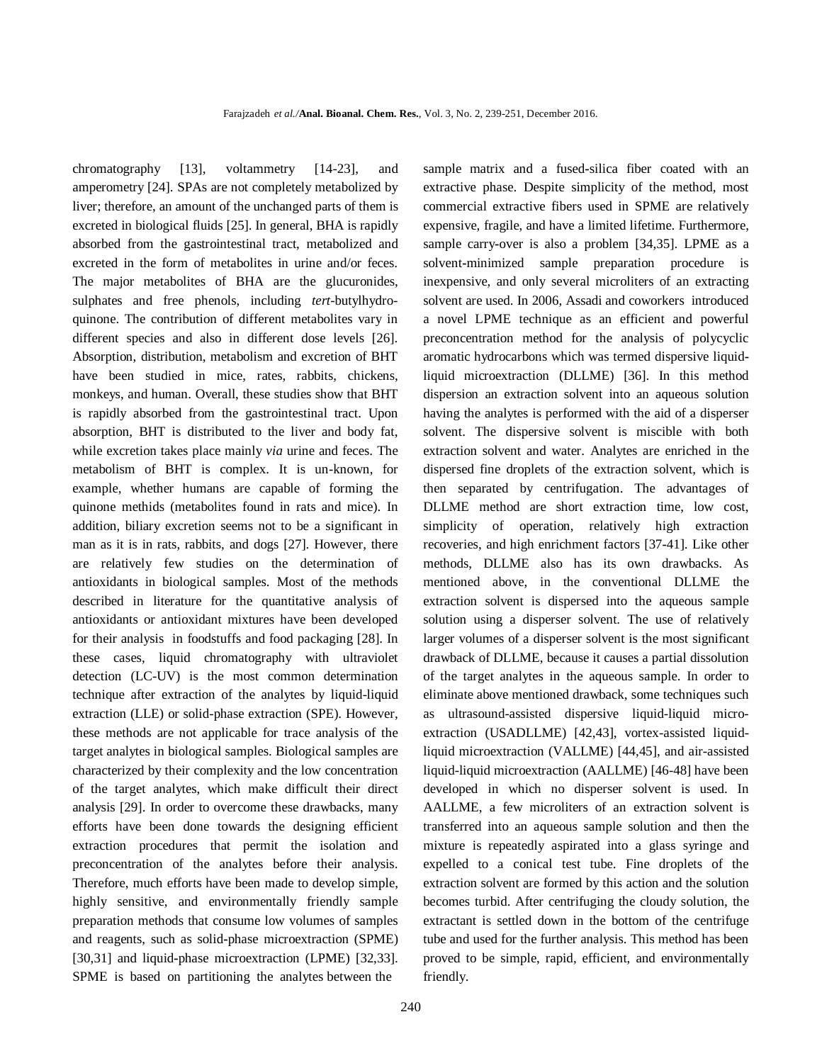chromatography [13], voltammetry [14-23], and amperometry [24]. SPAs are not completely metabolized by liver; therefore, an amount of the unchanged parts of them is excreted in biological fluids [25]. In general, BHA is rapidly absorbed from the gastrointestinal tract, metabolized and excreted in the form of metabolites in urine and/or feces. The major metabolites of BHA are the glucuronides, sulphates and free phenols, including *tert*-butylhydroquinone. The contribution of different metabolites vary in different species and also in different dose levels [26]. Absorption, distribution, metabolism and excretion of BHT have been studied in mice, rates, rabbits, chickens, monkeys, and human. Overall, these studies show that BHT is rapidly absorbed from the gastrointestinal tract. Upon absorption, BHT is distributed to the liver and body fat, while excretion takes place mainly *via* urine and feces. The metabolism of BHT is complex. It is un-known, for example, whether humans are capable of forming the quinone methids (metabolites found in rats and mice). In addition, biliary excretion seems not to be a significant in man as it is in rats, rabbits, and dogs [27]. However, there are relatively few studies on the determination of antioxidants in biological samples. Most of the methods described in literature for the quantitative analysis of antioxidants or antioxidant mixtures have been developed for their analysis in foodstuffs and food packaging [28]. In these cases, liquid chromatography with ultraviolet detection (LC-UV) is the most common determination technique after extraction of the analytes by liquid-liquid extraction (LLE) or solid-phase extraction (SPE). However, these methods are not applicable for trace analysis of the target analytes in biological samples. Biological samples are characterized by their complexity and the low concentration of the target analytes, which make difficult their direct analysis [29]. In order to overcome these drawbacks, many efforts have been done towards the designing efficient extraction procedures that permit the isolation and preconcentration of the analytes before their analysis. Therefore, much efforts have been made to develop simple, highly sensitive, and environmentally friendly sample preparation methods that consume low volumes of samples and reagents, such as solid-phase microextraction (SPME) [30,31] and liquid-phase microextraction (LPME) [32,33]. SPME is based on partitioning the analytes between the sample matrix and a fused-silica fiber coated with an extractive phase. Despite simplicity of the method, most commercial extractive fibers used in SPME are relatively expensive, fragile, and have a limited lifetime. Furthermore, sample carry-over is also a problem [34,35]. LPME as a solvent-minimized sample preparation procedure is inexpensive, and only several microliters of an extracting solvent are used. In 2006, Assadi and coworkers introduced a novel LPME technique as an efficient and powerful preconcentration method for the analysis of polycyclic aromatic hydrocarbons which was termed dispersive liquid-liquid microextraction (DLLME) [36]. In this method dispersion an extraction solvent into an aqueous solution having the analytes is performed with the aid of a disperser solvent. The dispersive solvent is miscible with both extraction solvent and water. Analytes are enriched in the dispersed fine droplets of the extraction solvent, which is then separated by centrifugation. The advantages of DLLME method are short extraction time, low cost, simplicity of operation, relatively high extraction recoveries, and high enrichment factors [37-41]. Like other methods, DLLME also has its own drawbacks. As mentioned above, in the conventional DLLME the extraction solvent is dispersed into the aqueous sample solution using a disperser solvent. The use of relatively larger volumes of a disperser solvent is the most significant drawback of DLLME, because it causes a partial dissolution of the target analytes in the aqueous sample. In order to eliminate above mentioned drawback, some techniques such as ultrasound-assisted dispersive liquid-liquid microextraction (USADLLME) [42,43], vortex-assisted liquid-liquid microextraction (VALLME) [44,45], and air-assisted liquid-liquid microextraction (AALLME) [46-48] have been developed in which no disperser solvent is used. In AALLME, a few microliters of an extraction solvent is transferred into an aqueous sample solution and then the mixture is repeatedly aspirated into a glass syringe and expelled to a conical test tube. Fine droplets of the extraction solvent are formed by this action and the solution becomes turbid. After centrifuging the cloudy solution, the extractant is settled down in the bottom of the centrifuge tube and used for the further analysis. This method has been proved to be simple, rapid, efficient, and environmentally friendly.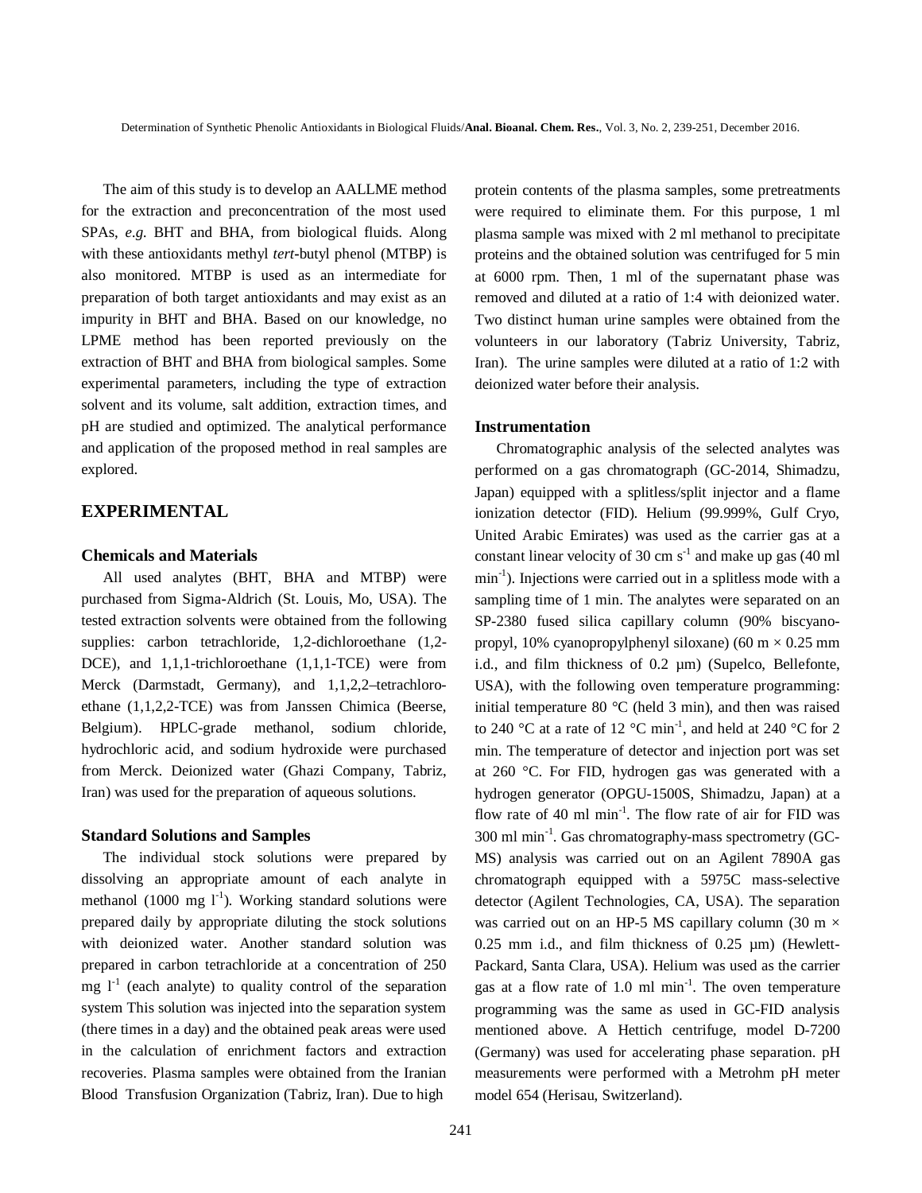The aim of this study is to develop an AALLME method for the extraction and preconcentration of the most used SPAs, *e.g.* BHT and BHA, from biological fluids. Along with these antioxidants methyl *tert*-butyl phenol (MTBP) is also monitored. MTBP is used as an intermediate for preparation of both target antioxidants and may exist as an impurity in BHT and BHA. Based on our knowledge, no LPME method has been reported previously on the extraction of BHT and BHA from biological samples. Some experimental parameters, including the type of extraction solvent and its volume, salt addition, extraction times, and pH are studied and optimized. The analytical performance and application of the proposed method in real samples are explored.

## EXPERIMENTAL

### Chemicals and Materials

All used analytes (BHT, BHA and MTBP) were purchased from Sigma-Aldrich (St. Louis, Mo, USA). The tested extraction solvents were obtained from the following supplies: carbon tetrachloride, 1,2-dichloroethane (1,2-DCE), and 1,1,1-trichloroethane (1,1,1-TCE) were from Merck (Darmstadt, Germany), and 1,1,2,2–tetrachloroethane (1,1,2,2-TCE) was from Janssen Chimica (Beerse, Belgium). HPLC-grade methanol, sodium chloride, hydrochloric acid, and sodium hydroxide were purchased from Merck. Deionized water (Ghazi Company, Tabriz, Iran) was used for the preparation of aqueous solutions.

### Standard Solutions and Samples

The individual stock solutions were prepared by dissolving an appropriate amount of each analyte in methanol (1000 mg $l^{-1}$). Working standard solutions were prepared daily by appropriate diluting the stock solutions with deionized water. Another standard solution was prepared in carbon tetrachloride at a concentration of 250 mg $l^{-1}$ (each analyte) to quality control of the separation system This solution was injected into the separation system (there times in a day) and the obtained peak areas were used in the calculation of enrichment factors and extraction recoveries. Plasma samples were obtained from the Iranian Blood Transfusion Organization (Tabriz, Iran). Due to high protein contents of the plasma samples, some pretreatments were required to eliminate them. For this purpose, 1 ml plasma sample was mixed with 2 ml methanol to precipitate proteins and the obtained solution was centrifuged for 5 min at 6000 rpm. Then, 1 ml of the supernatant phase was removed and diluted at a ratio of 1:4 with deionized water. Two distinct human urine samples were obtained from the volunteers in our laboratory (Tabriz University, Tabriz, Iran). The urine samples were diluted at a ratio of 1:2 with deionized water before their analysis.

### Instrumentation

Chromatographic analysis of the selected analytes was performed on a gas chromatograph (GC-2014, Shimadzu, Japan) equipped with a splitless/split injector and a flame ionization detector (FID). Helium (99.999%, Gulf Cryo, United Arabic Emirates) was used as the carrier gas at a constant linear velocity of 30 cm $s^{-1}$ and make up gas (40 ml $min^{-1}$). Injections were carried out in a splitless mode with a sampling time of 1 min. The analytes were separated on an SP-2380 fused silica capillary column (90% biscyano-propyl, 10% cyanopropylphenyl siloxane) (60 m × 0.25 mm i.d., and film thickness of 0.2 µm) (Supelco, Bellefonte, USA), with the following oven temperature programming: initial temperature 80 °C (held 3 min), and then was raised to 240 °C at a rate of 12 °C $min^{-1}$, and held at 240 °C for 2 min. The temperature of detector and injection port was set at 260 °C. For FID, hydrogen gas was generated with a hydrogen generator (OPGU-1500S, Shimadzu, Japan) at a flow rate of 40 ml $min^{-1}$. The flow rate of air for FID was 300 ml $min^{-1}$. Gas chromatography-mass spectrometry (GC-MS) analysis was carried out on an Agilent 7890A gas chromatograph equipped with a 5975C mass-selective detector (Agilent Technologies, CA, USA). The separation was carried out on an HP-5 MS capillary column (30 m × 0.25 mm i.d., and film thickness of 0.25 µm) (Hewlett-Packard, Santa Clara, USA). Helium was used as the carrier gas at a flow rate of 1.0 ml $min^{-1}$. The oven temperature programming was the same as used in GC-FID analysis mentioned above. A Hettich centrifuge, model D-7200 (Germany) was used for accelerating phase separation. pH measurements were performed with a Metrohm pH meter model 654 (Herisau, Switzerland).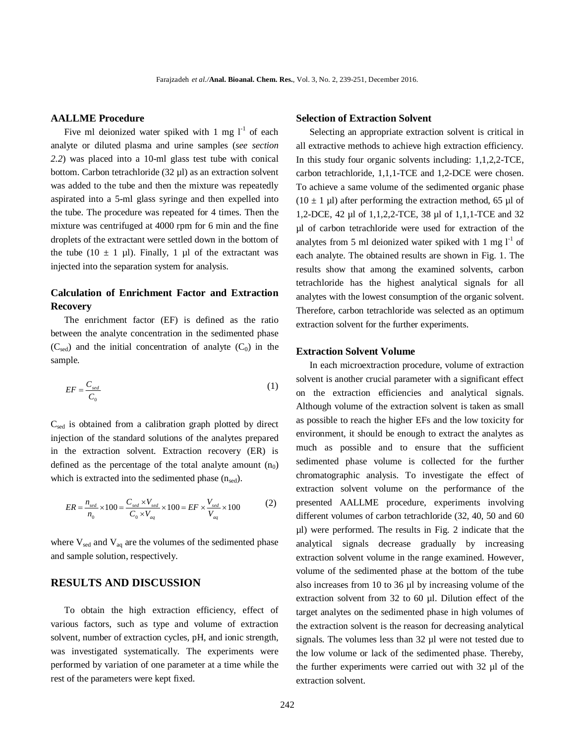### AALLME Procedure

Five ml deionized water spiked with 1 mg $l^{-1}$ of each analyte or diluted plasma and urine samples (*see section 2.2*) was placed into a 10-ml glass test tube with conical bottom. Carbon tetrachloride (32 µl) as an extraction solvent was added to the tube and then the mixture was repeatedly aspirated into a 5-ml glass syringe and then expelled into the tube. The procedure was repeated for 4 times. Then the mixture was centrifuged at 4000 rpm for 6 min and the fine droplets of the extractant were settled down in the bottom of the tube (10 ± 1 µl). Finally, 1 µl of the extractant was injected into the separation system for analysis.

### Calculation of Enrichment Factor and Extraction Recovery

The enrichment factor (EF) is defined as the ratio between the analyte concentration in the sedimented phase ($C_{sed}$) and the initial concentration of analyte ($C_0$) in the sample.

$$EF = \frac{C_{sed}}{C_0} \tag{1}$$

$C_{sed}$ is obtained from a calibration graph plotted by direct injection of the standard solutions of the analytes prepared in the extraction solvent. Extraction recovery (ER) is defined as the percentage of the total analyte amount ($n_0$) which is extracted into the sedimented phase ($n_{sed}$).

$$ER = \frac{n_{sed}}{n_0} \times 100 = \frac{C_{sed} \times V_{sed}}{C_0 \times V_{aq}} \times 100 = EF \times \frac{V_{sed}}{V_{aq}} \times 100 \tag{2}$$

where $V_{sed}$ and $V_{aq}$ are the volumes of the sedimented phase and sample solution, respectively.

## RESULTS AND DISCUSSION

To obtain the high extraction efficiency, effect of various factors, such as type and volume of extraction solvent, number of extraction cycles, pH, and ionic strength, was investigated systematically. The experiments were performed by variation of one parameter at a time while the rest of the parameters were kept fixed.

### Selection of Extraction Solvent

Selecting an appropriate extraction solvent is critical in all extractive methods to achieve high extraction efficiency. In this study four organic solvents including: 1,1,2,2-TCE, carbon tetrachloride, 1,1,1-TCE and 1,2-DCE were chosen. To achieve a same volume of the sedimented organic phase (10 ± 1 µl) after performing the extraction method, 65 µl of 1,2-DCE, 42 µl of 1,1,2,2-TCE, 38 µl of 1,1,1-TCE and 32 µl of carbon tetrachloride were used for extraction of the analytes from 5 ml deionized water spiked with 1 mg $l^{-1}$ of each analyte. The obtained results are shown in Fig. 1. The results show that among the examined solvents, carbon tetrachloride has the highest analytical signals for all analytes with the lowest consumption of the organic solvent. Therefore, carbon tetrachloride was selected as an optimum extraction solvent for the further experiments.

### Extraction Solvent Volume

In each microextraction procedure, volume of extraction solvent is another crucial parameter with a significant effect on the extraction efficiencies and analytical signals. Although volume of the extraction solvent is taken as small as possible to reach the higher EFs and the low toxicity for environment, it should be enough to extract the analytes as much as possible and to ensure that the sufficient sedimented phase volume is collected for the further chromatographic analysis. To investigate the effect of extraction solvent volume on the performance of the presented AALLME procedure, experiments involving different volumes of carbon tetrachloride (32, 40, 50 and 60 µl) were performed. The results in Fig. 2 indicate that the analytical signals decrease gradually by increasing extraction solvent volume in the range examined. However, volume of the sedimented phase at the bottom of the tube also increases from 10 to 36 µl by increasing volume of the extraction solvent from 32 to 60 µl. Dilution effect of the target analytes on the sedimented phase in high volumes of the extraction solvent is the reason for decreasing analytical signals. The volumes less than 32 µl were not tested due to the low volume or lack of the sedimented phase. Thereby, the further experiments were carried out with 32 µl of the extraction solvent.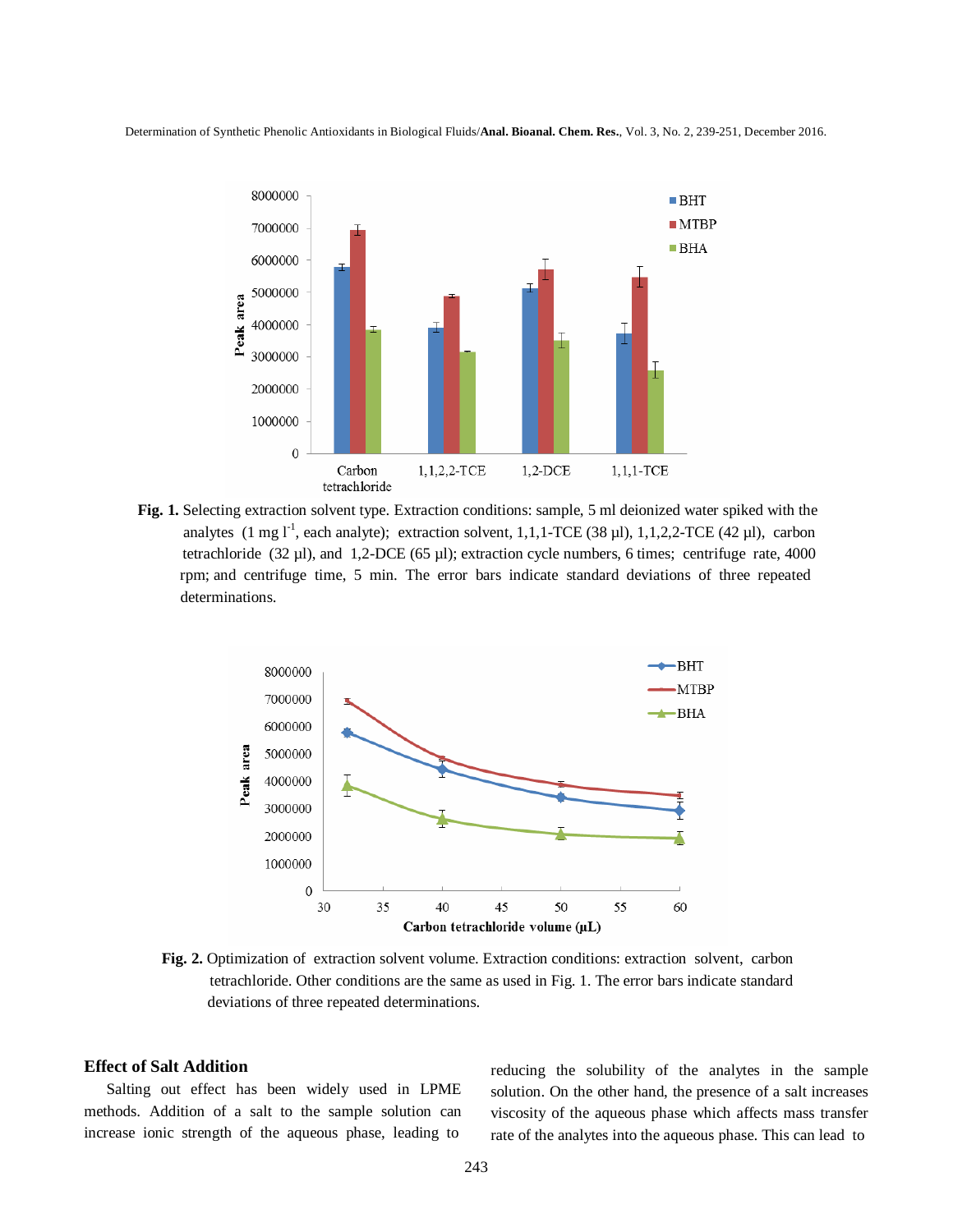**Fig. 1.** Selecting extraction solvent type. Extraction conditions: sample, 5 ml deionized water spiked with the analytes (1 mg $l^{-1}$, each analyte); extraction solvent, 1,1,1-TCE (38 µl), 1,1,2,2-TCE (42 µl), carbon tetrachloride (32 µl), and 1,2-DCE (65 µl); extraction cycle numbers, 6 times; centrifuge rate, 4000 rpm; and centrifuge time, 5 min. The error bars indicate standard deviations of three repeated determinations.

**Fig. 2.** Optimization of extraction solvent volume. Extraction conditions: extraction solvent, carbon tetrachloride. Other conditions are the same as used in Fig. 1. The error bars indicate standard deviations of three repeated determinations.

### Effect of Salt Addition

Salting out effect has been widely used in LPME methods. Addition of a salt to the sample solution can increase ionic strength of the aqueous phase, leading to reducing the solubility of the analytes in the sample solution. On the other hand, the presence of a salt increases viscosity of the aqueous phase which affects mass transfer rate of the analytes into the aqueous phase. This can lead to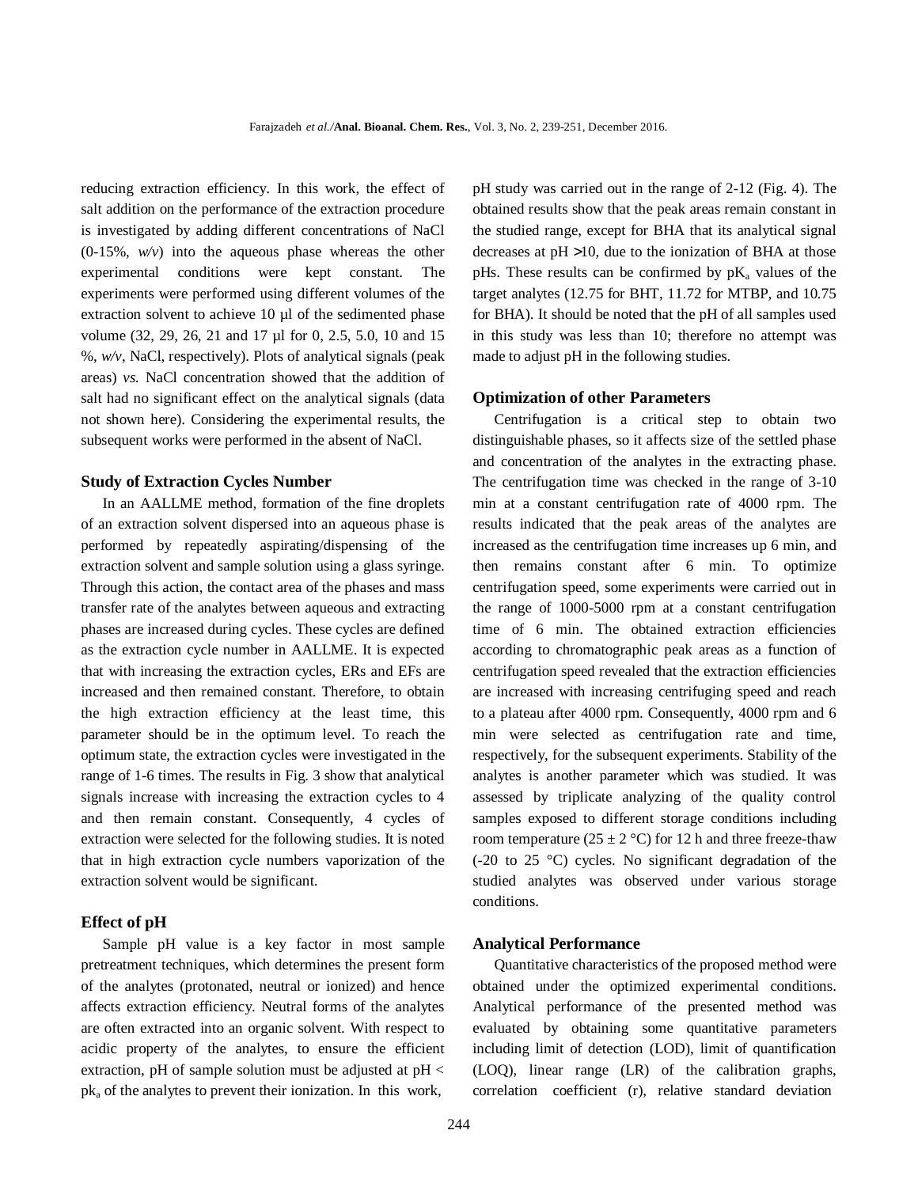reducing extraction efficiency. In this work, the effect of salt addition on the performance of the extraction procedure is investigated by adding different concentrations of NaCl (0-15%, *w/v*) into the aqueous phase whereas the other experimental conditions were kept constant. The experiments were performed using different volumes of the extraction solvent to achieve 10 µl of the sedimented phase volume (32, 29, 26, 21 and 17 µl for 0, 2.5, 5.0, 10 and 15 %, *w/v*, NaCl, respectively). Plots of analytical signals (peak areas) *vs.* NaCl concentration showed that the addition of salt had no significant effect on the analytical signals (data not shown here). Considering the experimental results, the subsequent works were performed in the absent of NaCl.

### Study of Extraction Cycles Number

In an AALLME method, formation of the fine droplets of an extraction solvent dispersed into an aqueous phase is performed by repeatedly aspirating/dispensing of the extraction solvent and sample solution using a glass syringe. Through this action, the contact area of the phases and mass transfer rate of the analytes between aqueous and extracting phases are increased during cycles. These cycles are defined as the extraction cycle number in AALLME. It is expected that with increasing the extraction cycles, ERs and EFs are increased and then remained constant. Therefore, to obtain the high extraction efficiency at the least time, this parameter should be in the optimum level. To reach the optimum state, the extraction cycles were investigated in the range of 1-6 times. The results in Fig. 3 show that analytical signals increase with increasing the extraction cycles to 4 and then remain constant. Consequently, 4 cycles of extraction were selected for the following studies. It is noted that in high extraction cycle numbers vaporization of the extraction solvent would be significant.

### Effect of pH

Sample pH value is a key factor in most sample pretreatment techniques, which determines the present form of the analytes (protonated, neutral or ionized) and hence affects extraction efficiency. Neutral forms of the analytes are often extracted into an organic solvent. With respect to acidic property of the analytes, to ensure the efficient extraction, pH of sample solution must be adjusted at pH < $pk_a$ of the analytes to prevent their ionization. In this work, pH study was carried out in the range of 2-12 (Fig. 4). The obtained results show that the peak areas remain constant in the studied range, except for BHA that its analytical signal decreases at pH >10, due to the ionization of BHA at those pHs. These results can be confirmed by $pK_a$ values of the target analytes (12.75 for BHT, 11.72 for MTBP, and 10.75 for BHA). It should be noted that the pH of all samples used in this study was less than 10; therefore no attempt was made to adjust pH in the following studies.

### Optimization of other Parameters

Centrifugation is a critical step to obtain two distinguishable phases, so it affects size of the settled phase and concentration of the analytes in the extracting phase. The centrifugation time was checked in the range of 3-10 min at a constant centrifugation rate of 4000 rpm. The results indicated that the peak areas of the analytes are increased as the centrifugation time increases up 6 min, and then remains constant after 6 min. To optimize centrifugation speed, some experiments were carried out in the range of 1000-5000 rpm at a constant centrifugation time of 6 min. The obtained extraction efficiencies according to chromatographic peak areas as a function of centrifugation speed revealed that the extraction efficiencies are increased with increasing centrifuging speed and reach to a plateau after 4000 rpm. Consequently, 4000 rpm and 6 min were selected as centrifugation rate and time, respectively, for the subsequent experiments. Stability of the analytes is another parameter which was studied. It was assessed by triplicate analyzing of the quality control samples exposed to different storage conditions including room temperature (25 ± 2 °C) for 12 h and three freeze-thaw (-20 to 25 °C) cycles. No significant degradation of the studied analytes was observed under various storage conditions.

### Analytical Performance

Quantitative characteristics of the proposed method were obtained under the optimized experimental conditions. Analytical performance of the presented method was evaluated by obtaining some quantitative parameters including limit of detection (LOD), limit of quantification (LOQ), linear range (LR) of the calibration graphs, correlation coefficient (r), relative standard deviation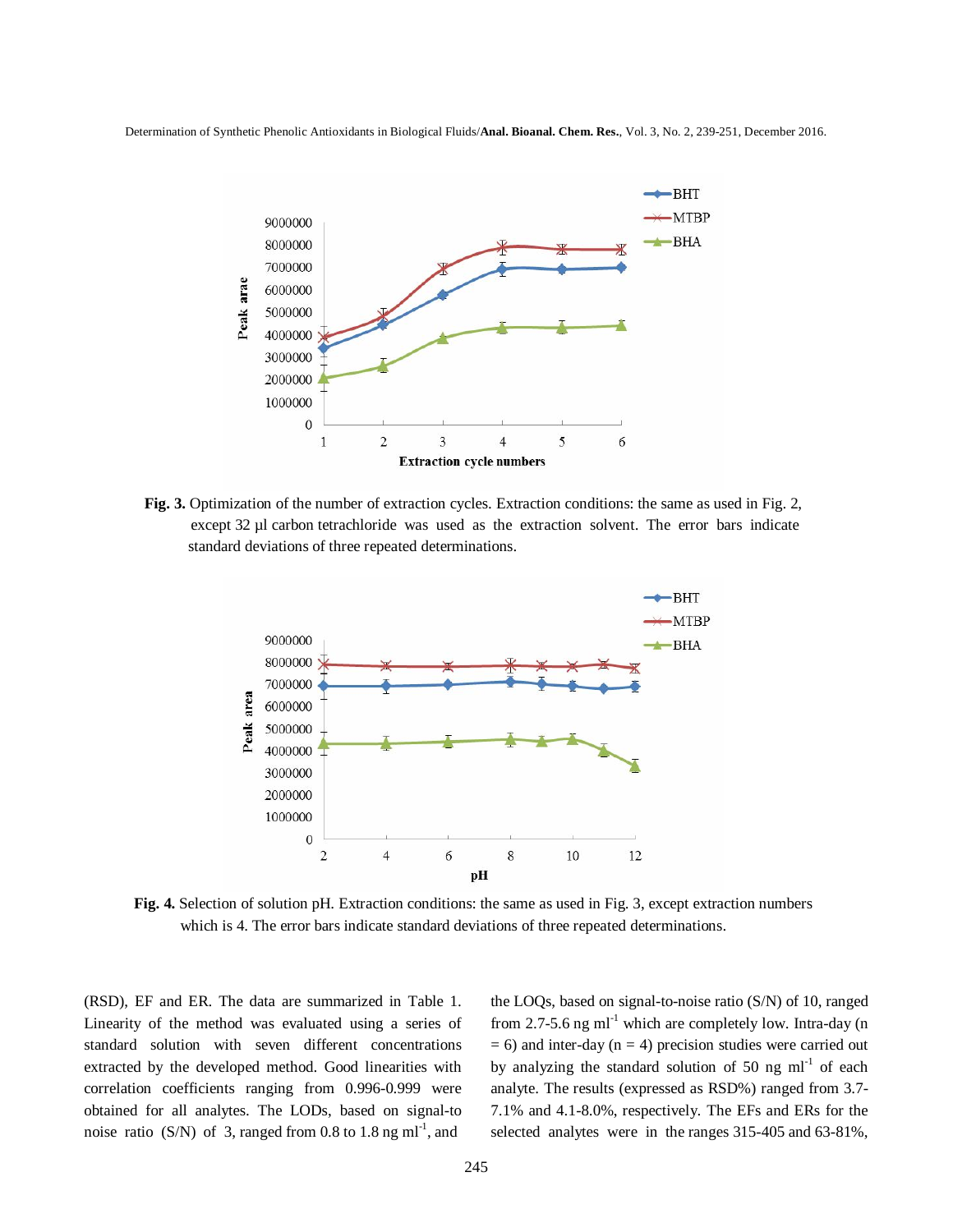**Fig. 3.** Optimization of the number of extraction cycles. Extraction conditions: the same as used in Fig. 2, except 32 µl carbon tetrachloride was used as the extraction solvent. The error bars indicate standard deviations of three repeated determinations.

**Fig. 4.** Selection of solution pH. Extraction conditions: the same as used in Fig. 3, except extraction numbers which is 4. The error bars indicate standard deviations of three repeated determinations.

(RSD), EF and ER. The data are summarized in Table 1. Linearity of the method was evaluated using a series of standard solution with seven different concentrations extracted by the developed method. Good linearities with correlation coefficients ranging from 0.996-0.999 were obtained for all analytes. The LODs, based on signal-to noise ratio (S/N) of 3, ranged from 0.8 to 1.8 ng ml$^{-1}$, and the LOQs, based on signal-to-noise ratio (S/N) of 10, ranged from 2.7-5.6 ng ml$^{-1}$ which are completely low. Intra-day (n = 6) and inter-day (n = 4) precision studies were carried out by analyzing the standard solution of 50 ng ml$^{-1}$ of each analyte. The results (expressed as RSD%) ranged from 3.7-7.1% and 4.1-8.0%, respectively. The EFs and ERs for the selected analytes were in the ranges 315-405 and 63-81%,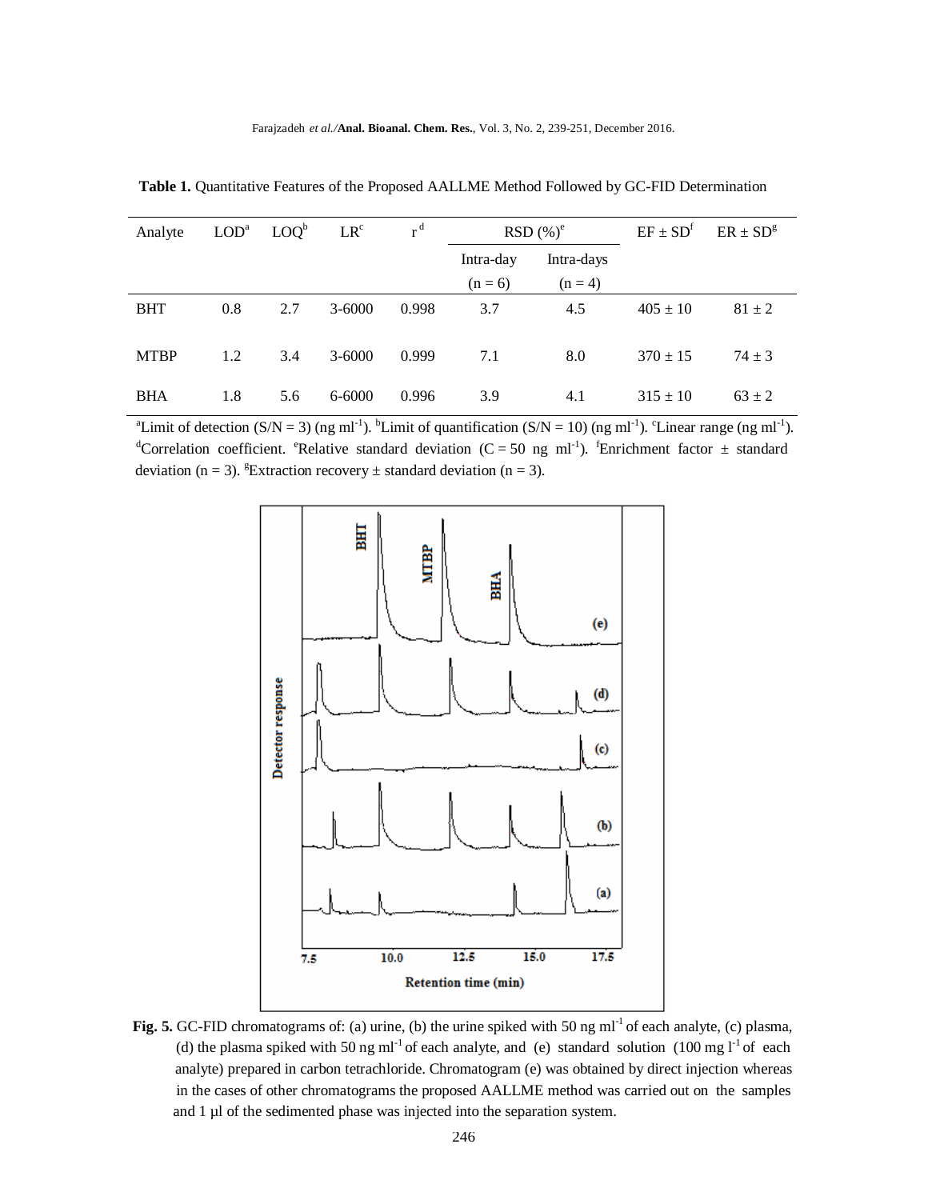**Table 1.** Quantitative Features of the Proposed AALLME Method Followed by GC-FID Determination

| Analyte | LOD[a] | LOQ[b] | LR[c] | r[d] | RSD (%)[e] | | EF ± SD[f] | ER ± SD[g] |
|---|---|---|---|---|---|---|---|---|
| | | | | | Intra-day (n = 6) | Intra-days (n = 4) | | |
| BHT | 0.8 | 2.7 | 3-6000 | 0.998 | 3.7 | 4.5 | 405 ± 10 | 81 ± 2 |
| MTBP | 1.2 | 3.4 | 3-6000 | 0.999 | 7.1 | 8.0 | 370 ± 15 | 74 ± 3 |
| BHA | 1.8 | 5.6 | 6-6000 | 0.996 | 3.9 | 4.1 | 315 ± 10 | 63 ± 2 |

[a]Limit of detection (S/N = 3) (ng $ml^{-1}$). [b]Limit of quantification (S/N = 10) (ng $ml^{-1}$). [c]Linear range (ng $ml^{-1}$). [d]Correlation coefficient. [e]Relative standard deviation (C = 50 ng $ml^{-1}$). [f]Enrichment factor ± standard deviation (n = 3). [g]Extraction recovery ± standard deviation (n = 3).

**Fig. 5.** GC-FID chromatograms of: (a) urine, (b) the urine spiked with 50 ng $ml^{-1}$ of each analyte, (c) plasma, (d) the plasma spiked with 50 ng $ml^{-1}$ of each analyte, and (e) standard solution (100 mg $l^{-1}$ of each analyte) prepared in carbon tetrachloride. Chromatogram (e) was obtained by direct injection whereas in the cases of other chromatograms the proposed AALLME method was carried out on the samples and 1 µl of the sedimented phase was injected into the separation system.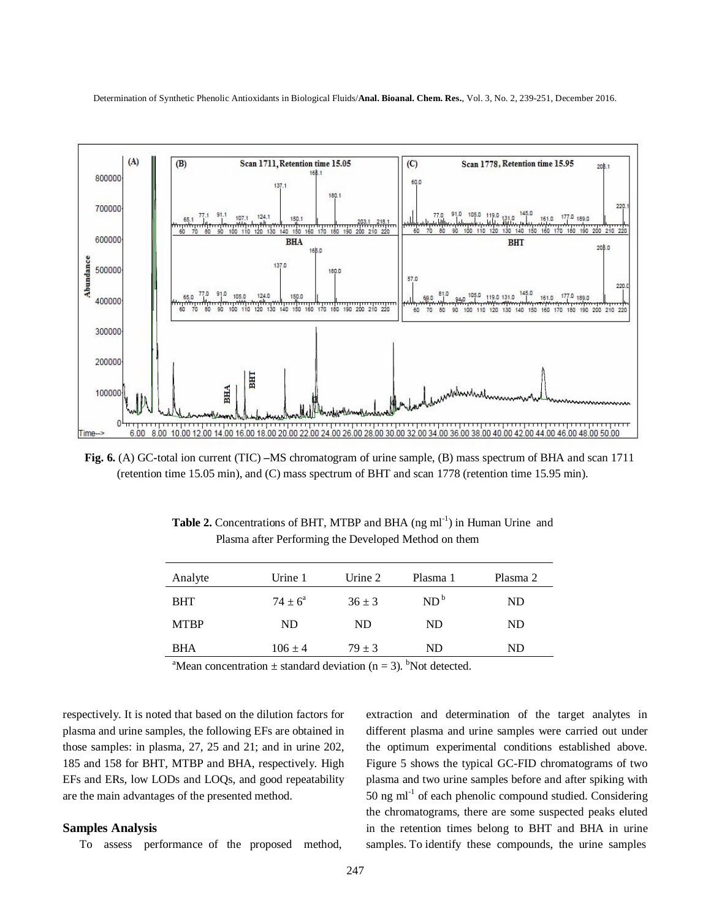**Fig. 6.** (A) GC-total ion current (TIC) –MS chromatogram of urine sample, (B) mass spectrum of BHA and scan 1711 (retention time 15.05 min), and (C) mass spectrum of BHT and scan 1778 (retention time 15.95 min).

**Table 2.** Concentrations of BHT, MTBP and BHA (ng ml$^{-1}$) in Human Urine and Plasma after Performing the Developed Method on them

| Analyte | Urine 1 | Urine 2 | Plasma 1 | Plasma 2 |
|---|---|---|---|---|
| BHT | 74 ± 6[a] | 36 ± 3 | ND[b] | ND |
| MTBP | ND | ND | ND | ND |
| BHA | 106 ± 4 | 79 ± 3 | ND | ND |

[a]Mean concentration ± standard deviation (n = 3). [b]Not detected.

respectively. It is noted that based on the dilution factors for plasma and urine samples, the following EFs are obtained in those samples: in plasma, 27, 25 and 21; and in urine 202, 185 and 158 for BHT, MTBP and BHA, respectively. High EFs and ERs, low LODs and LOQs, and good repeatability are the main advantages of the presented method.

### Samples Analysis

To assess performance of the proposed method, extraction and determination of the target analytes in different plasma and urine samples were carried out under the optimum experimental conditions established above. Figure 5 shows the typical GC-FID chromatograms of two plasma and two urine samples before and after spiking with 50 ng ml$^{-1}$ of each phenolic compound studied. Considering the chromatograms, there are some suspected peaks eluted in the retention times belong to BHT and BHA in urine samples. To identify these compounds, the urine samples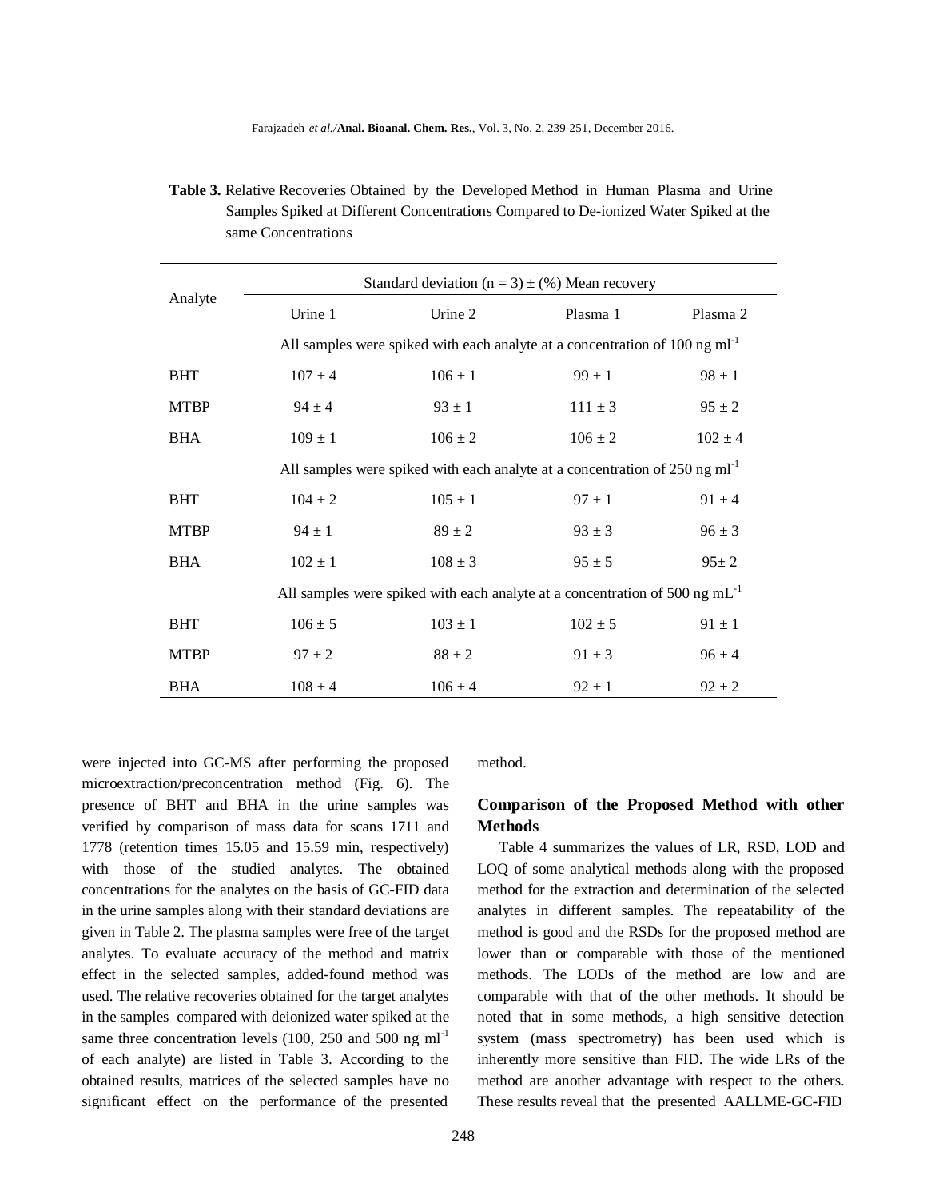**Table 3.** Relative Recoveries Obtained by the Developed Method in Human Plasma and Urine Samples Spiked at Different Concentrations Compared to De-ionized Water Spiked at the same Concentrations

| Analyte | Standard deviation (n = 3) ± (%) Mean recovery | | | |
|---|---|---|---|---|
| | Urine 1 | Urine 2 | Plasma 1 | Plasma 2 |
| | All samples were spiked with each analyte at a concentration of 100 ng ml$^{-1}$ | | | |
| BHT | 107 ± 4 | 106 ± 1 | 99 ± 1 | 98 ± 1 |
| MTBP | 94 ± 4 | 93 ± 1 | 111 ± 3 | 95 ± 2 |
| BHA | 109 ± 1 | 106 ± 2 | 106 ± 2 | 102 ± 4 |
| | All samples were spiked with each analyte at a concentration of 250 ng ml$^{-1}$ | | | |
| BHT | 104 ± 2 | 105 ± 1 | 97 ± 1 | 91 ± 4 |
| MTBP | 94 ± 1 | 89 ± 2 | 93 ± 3 | 96 ± 3 |
| BHA | 102 ± 1 | 108 ± 3 | 95 ± 5 | 95± 2 |
| | All samples were spiked with each analyte at a concentration of 500 ng mL$^{-1}$ | | | |
| BHT | 106 ± 5 | 103 ± 1 | 102 ± 5 | 91 ± 1 |
| MTBP | 97 ± 2 | 88 ± 2 | 91 ± 3 | 96 ± 4 |
| BHA | 108 ± 4 | 106 ± 4 | 92 ± 1 | 92 ± 2 |

were injected into GC-MS after performing the proposed microextraction/preconcentration method (Fig. 6). The presence of BHT and BHA in the urine samples was verified by comparison of mass data for scans 1711 and 1778 (retention times 15.05 and 15.59 min, respectively) with those of the studied analytes. The obtained concentrations for the analytes on the basis of GC-FID data in the urine samples along with their standard deviations are given in Table 2. The plasma samples were free of the target analytes. To evaluate accuracy of the method and matrix effect in the selected samples, added-found method was used. The relative recoveries obtained for the target analytes in the samples compared with deionized water spiked at the same three concentration levels (100, 250 and 500 ng ml$^{-1}$ of each analyte) are listed in Table 3. According to the obtained results, matrices of the selected samples have no significant effect on the performance of the presented method.

## Comparison of the Proposed Method with other Methods

Table 4 summarizes the values of LR, RSD, LOD and LOQ of some analytical methods along with the proposed method for the extraction and determination of the selected analytes in different samples. The repeatability of the method is good and the RSDs for the proposed method are lower than or comparable with those of the mentioned methods. The LODs of the method are low and are comparable with that of the other methods. It should be noted that in some methods, a high sensitive detection system (mass spectrometry) has been used which is inherently more sensitive than FID. The wide LRs of the method are another advantage with respect to the others. These results reveal that the presented AALLME-GC-FID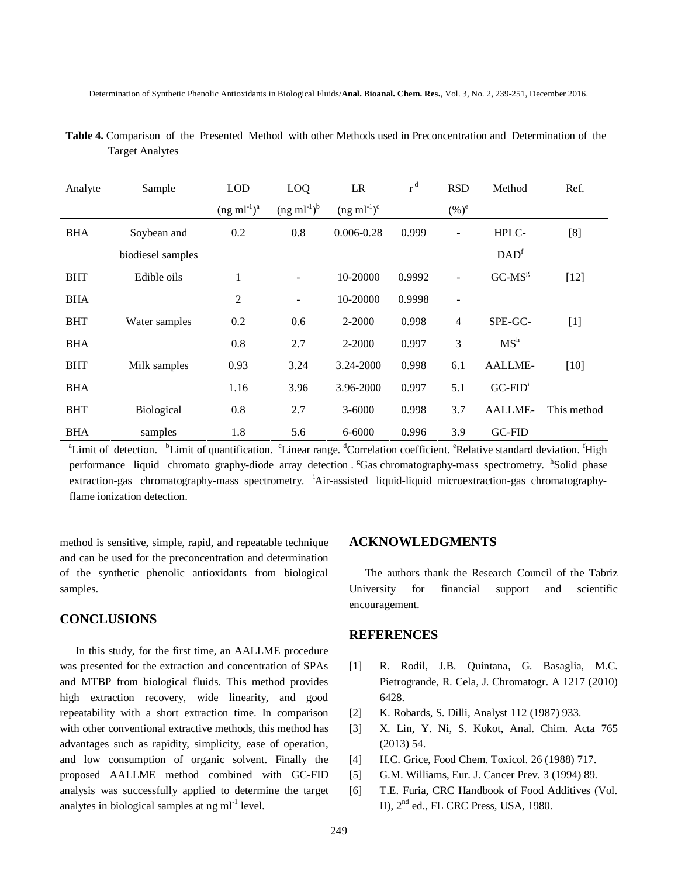**Table 4.** Comparison of the Presented Method with other Methods used in Preconcentration and Determination of the Target Analytes

| Analyte | Sample | LOD (ng ml$^{-1}$)[a] | LOQ (ng ml$^{-1}$)[b] | LR (ng ml$^{-1}$)[c] | r[d] | RSD (%)[e] | Method | Ref. |
|---|---|---|---|---|---|---|---|---|
| BHA | Soybean and biodiesel samples | 0.2 | 0.8 | 0.006-0.28 | 0.999 | - | HPLC-DAD[f] | [8] |
| BHT | Edible oils | 1 | - | 10-20000 | 0.9992 | - | GC-MS[g] | [12] |
| BHA | | 2 | - | 10-20000 | 0.9998 | - | | |
| BHT | Water samples | 0.2 | 0.6 | 2-2000 | 0.998 | 4 | SPE-GC-MS[h] | [1] |
| BHA | | 0.8 | 2.7 | 2-2000 | 0.997 | 3 | | |
| BHT | Milk samples | 0.93 | 3.24 | 3.24-2000 | 0.998 | 6.1 | AALLME-GC-FID[i] | [10] |
| BHA | | 1.16 | 3.96 | 3.96-2000 | 0.997 | 5.1 | | |
| BHT | Biological samples | 0.8 | 2.7 | 3-6000 | 0.998 | 3.7 | AALLME-GC-FID | This method |
| BHA | | 1.8 | 5.6 | 6-6000 | 0.996 | 3.9 | | |

[a]Limit of detection. [b]Limit of quantification. [c]Linear range. [d]Correlation coefficient. [e]Relative standard deviation. [f]High performance liquid chromato graphy-diode array detection. [g]Gas chromatography-mass spectrometry. [h]Solid phase extraction-gas chromatography-mass spectrometry. [i]Air-assisted liquid-liquid microextraction-gas chromatography-flame ionization detection.

method is sensitive, simple, rapid, and repeatable technique and can be used for the preconcentration and determination of the synthetic phenolic antioxidants from biological samples.

## CONCLUSIONS

In this study, for the first time, an AALLME procedure was presented for the extraction and concentration of SPAs and MTBP from biological fluids. This method provides high extraction recovery, wide linearity, and good repeatability with a short extraction time. In comparison with other conventional extractive methods, this method has advantages such as rapidity, simplicity, ease of operation, and low consumption of organic solvent. Finally the proposed AALLME method combined with GC-FID analysis was successfully applied to determine the target analytes in biological samples at ng ml$^{-1}$ level.

## ACKNOWLEDGMENTS

The authors thank the Research Council of the Tabriz University for financial support and scientific encouragement.

## REFERENCES

[1] R. Rodil, J.B. Quintana, G. Basaglia, M.C. Pietrogrande, R. Cela, J. Chromatogr. A 1217 (2010) 6428.

[2] K. Robards, S. Dilli, Analyst 112 (1987) 933.

[3] X. Lin, Y. Ni, S. Kokot, Anal. Chim. Acta 765 (2013) 54.

[4] H.C. Grice, Food Chem. Toxicol. 26 (1988) 717.

[5] G.M. Williams, Eur. J. Cancer Prev. 3 (1994) 89.

[6] T.E. Furia, CRC Handbook of Food Additives (Vol. II), 2nd ed., FL CRC Press, USA, 1980.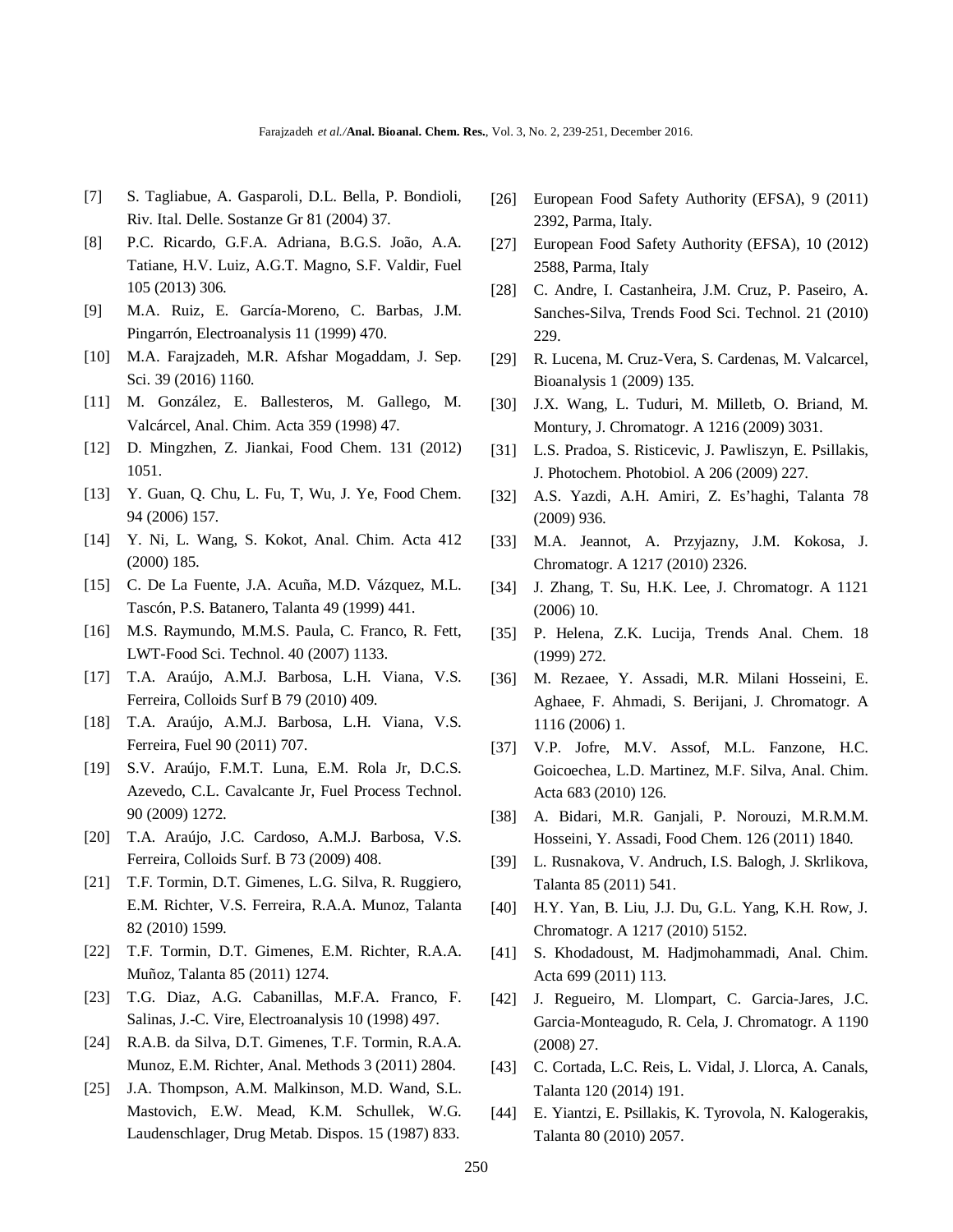[7] S. Tagliabue, A. Gasparoli, D.L. Bella, P. Bondioli, Riv. Ital. Delle. Sostanze Gr 81 (2004) 37.

[8] P.C. Ricardo, G.F.A. Adriana, B.G.S. João, A.A. Tatiane, H.V. Luiz, A.G.T. Magno, S.F. Valdir, Fuel 105 (2013) 306.

[9] M.A. Ruiz, E. García-Moreno, C. Barbas, J.M. Pingarrón, Electroanalysis 11 (1999) 470.

[10] M.A. Farajzadeh, M.R. Afshar Mogaddam, J. Sep. Sci. 39 (2016) 1160.

[11] M. González, E. Ballesteros, M. Gallego, M. Valcárcel, Anal. Chim. Acta 359 (1998) 47.

[12] D. Mingzhen, Z. Jiankai, Food Chem. 131 (2012) 1051.

[13] Y. Guan, Q. Chu, L. Fu, T, Wu, J. Ye, Food Chem. 94 (2006) 157.

[14] Y. Ni, L. Wang, S. Kokot, Anal. Chim. Acta 412 (2000) 185.

[15] C. De La Fuente, J.A. Acuña, M.D. Vázquez, M.L. Tascón, P.S. Batanero, Talanta 49 (1999) 441.

[16] M.S. Raymundo, M.M.S. Paula, C. Franco, R. Fett, LWT-Food Sci. Technol. 40 (2007) 1133.

[17] T.A. Araújo, A.M.J. Barbosa, L.H. Viana, V.S. Ferreira, Colloids Surf B 79 (2010) 409.

[18] T.A. Araújo, A.M.J. Barbosa, L.H. Viana, V.S. Ferreira, Fuel 90 (2011) 707.

[19] S.V. Araújo, F.M.T. Luna, E.M. Rola Jr, D.C.S. Azevedo, C.L. Cavalcante Jr, Fuel Process Technol. 90 (2009) 1272.

[20] T.A. Araújo, J.C. Cardoso, A.M.J. Barbosa, V.S. Ferreira, Colloids Surf. B 73 (2009) 408.

[21] T.F. Tormin, D.T. Gimenes, L.G. Silva, R. Ruggiero, E.M. Richter, V.S. Ferreira, R.A.A. Munoz, Talanta 82 (2010) 1599.

[22] T.F. Tormin, D.T. Gimenes, E.M. Richter, R.A.A. Muñoz, Talanta 85 (2011) 1274.

[23] T.G. Diaz, A.G. Cabanillas, M.F.A. Franco, F. Salinas, J.-C. Vire, Electroanalysis 10 (1998) 497.

[24] R.A.B. da Silva, D.T. Gimenes, T.F. Tormin, R.A.A. Munoz, E.M. Richter, Anal. Methods 3 (2011) 2804.

[25] J.A. Thompson, A.M. Malkinson, M.D. Wand, S.L. Mastovich, E.W. Mead, K.M. Schullek, W.G. Laudenschlager, Drug Metab. Dispos. 15 (1987) 833.

[26] European Food Safety Authority (EFSA), 9 (2011) 2392, Parma, Italy.

[27] European Food Safety Authority (EFSA), 10 (2012) 2588, Parma, Italy

[28] C. Andre, I. Castanheira, J.M. Cruz, P. Paseiro, A. Sanches-Silva, Trends Food Sci. Technol. 21 (2010) 229.

[29] R. Lucena, M. Cruz-Vera, S. Cardenas, M. Valcarcel, Bioanalysis 1 (2009) 135.

[30] J.X. Wang, L. Tuduri, M. Milletb, O. Briand, M. Montury, J. Chromatogr. A 1216 (2009) 3031.

[31] L.S. Pradoa, S. Risticevic, J. Pawliszyn, E. Psillakis, J. Photochem. Photobiol. A 206 (2009) 227.

[32] A.S. Yazdi, A.H. Amiri, Z. Es'haghi, Talanta 78 (2009) 936.

[33] M.A. Jeannot, A. Przyjazny, J.M. Kokosa, J. Chromatogr. A 1217 (2010) 2326.

[34] J. Zhang, T. Su, H.K. Lee, J. Chromatogr. A 1121 (2006) 10.

[35] P. Helena, Z.K. Lucija, Trends Anal. Chem. 18 (1999) 272.

[36] M. Rezaee, Y. Assadi, M.R. Milani Hosseini, E. Aghaee, F. Ahmadi, S. Berijani, J. Chromatogr. A 1116 (2006) 1.

[37] V.P. Jofre, M.V. Assof, M.L. Fanzone, H.C. Goicoechea, L.D. Martinez, M.F. Silva, Anal. Chim. Acta 683 (2010) 126.

[38] A. Bidari, M.R. Ganjali, P. Norouzi, M.R.M.M. Hosseini, Y. Assadi, Food Chem. 126 (2011) 1840.

[39] L. Rusnakova, V. Andruch, I.S. Balogh, J. Skrlikova, Talanta 85 (2011) 541.

[40] H.Y. Yan, B. Liu, J.J. Du, G.L. Yang, K.H. Row, J. Chromatogr. A 1217 (2010) 5152.

[41] S. Khodadoust, M. Hadjmohammadi, Anal. Chim. Acta 699 (2011) 113.

[42] J. Regueiro, M. Llompart, C. Garcia-Jares, J.C. Garcia-Monteagudo, R. Cela, J. Chromatogr. A 1190 (2008) 27.

[43] C. Cortada, L.C. Reis, L. Vidal, J. Llorca, A. Canals, Talanta 120 (2014) 191.

[44] E. Yiantzi, E. Psillakis, K. Tyrovola, N. Kalogerakis, Talanta 80 (2010) 2057.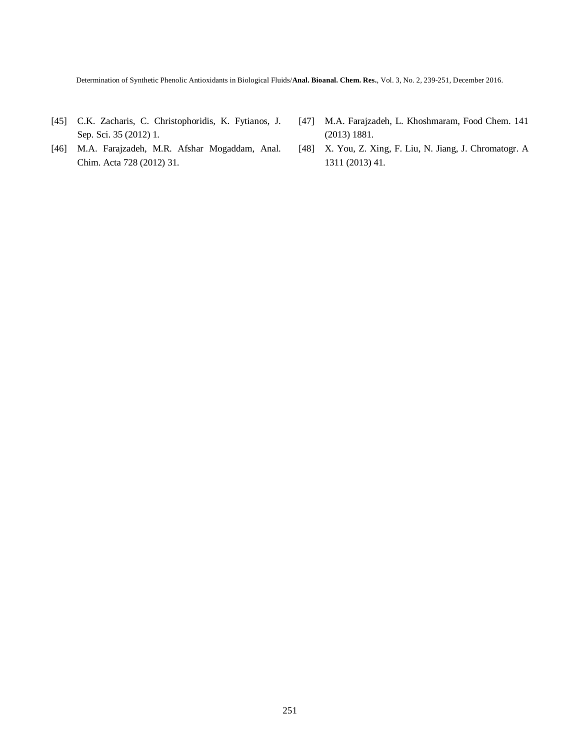[45] C.K. Zacharis, C. Christophoridis, K. Fytianos, J. Sep. Sci. 35 (2012) 1.

[46] M.A. Farajzadeh, M.R. Afshar Mogaddam, Anal. Chim. Acta 728 (2012) 31.

[47] M.A. Farajzadeh, L. Khoshmaram, Food Chem. 141 (2013) 1881.

[48] X. You, Z. Xing, F. Liu, N. Jiang, J. Chromatogr. A 1311 (2013) 41.